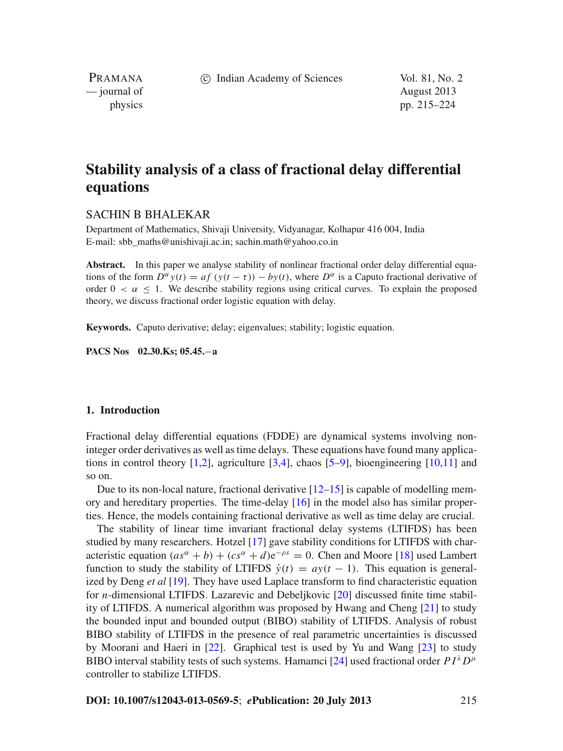# Stability analysis of a class of fractional delay differential equations

SACHIN B BHALEKAR

Department of Mathematics, Shivaji University, Vidyanagar, Kolhapur 416 004, India
E-mail: sbb_maths@unishivaji.ac.in; sachin.math@yahoo.co.in

**Abstract.** In this paper we analyse stability of nonlinear fractional order delay differential equations of the form $D^\alpha y(t) = af(y(t-\tau)) - by(t)$, where $D^\alpha$ is a Caputo fractional derivative of order $0 < \alpha \leq 1$. We describe stability regions using critical curves. To explain the proposed theory, we discuss fractional order logistic equation with delay.

**Keywords.** Caputo derivative; delay; eigenvalues; stability; logistic equation.

**PACS Nos** 02.30.Ks; 05.45.−a

## 1. Introduction

Fractional delay differential equations (FDDE) are dynamical systems involving non-integer order derivatives as well as time delays. These equations have found many applications in control theory [1,2], agriculture [3,4], chaos [5–9], bioengineering [10,11] and so on.

Due to its non-local nature, fractional derivative [12–15] is capable of modelling memory and hereditary properties. The time-delay [16] in the model also has similar properties. Hence, the models containing fractional derivative as well as time delay are crucial.

The stability of linear time invariant fractional delay systems (LTIFDS) has been studied by many researchers. Hotzel [17] gave stability conditions for LTIFDS with characteristic equation $(as^\alpha + b) + (cs^\alpha + d)e^{-\rho s} = 0$. Chen and Moore [18] used Lambert function to study the stability of LTIFDS $\dot{y}(t) = ay(t-1)$. This equation is generalized by Deng *et al* [19]. They have used Laplace transform to find characteristic equation for $n$-dimensional LTIFDS. Lazarevic and Debeljkovic [20] discussed finite time stability of LTIFDS. A numerical algorithm was proposed by Hwang and Cheng [21] to study the bounded input and bounded output (BIBO) stability of LTIFDS. Analysis of robust BIBO stability of LTIFDS in the presence of real parametric uncertainties is discussed by Moorani and Haeri in [22]. Graphical test is used by Yu and Wang [23] to study BIBO interval stability tests of such systems. Hamamci [24] used fractional order $PI^\lambda D^\mu$ controller to stabilize LTIFDS.

**DOI: 10.1007/s12043-013-0569-5**; ***e*Publication: 20 July 2013**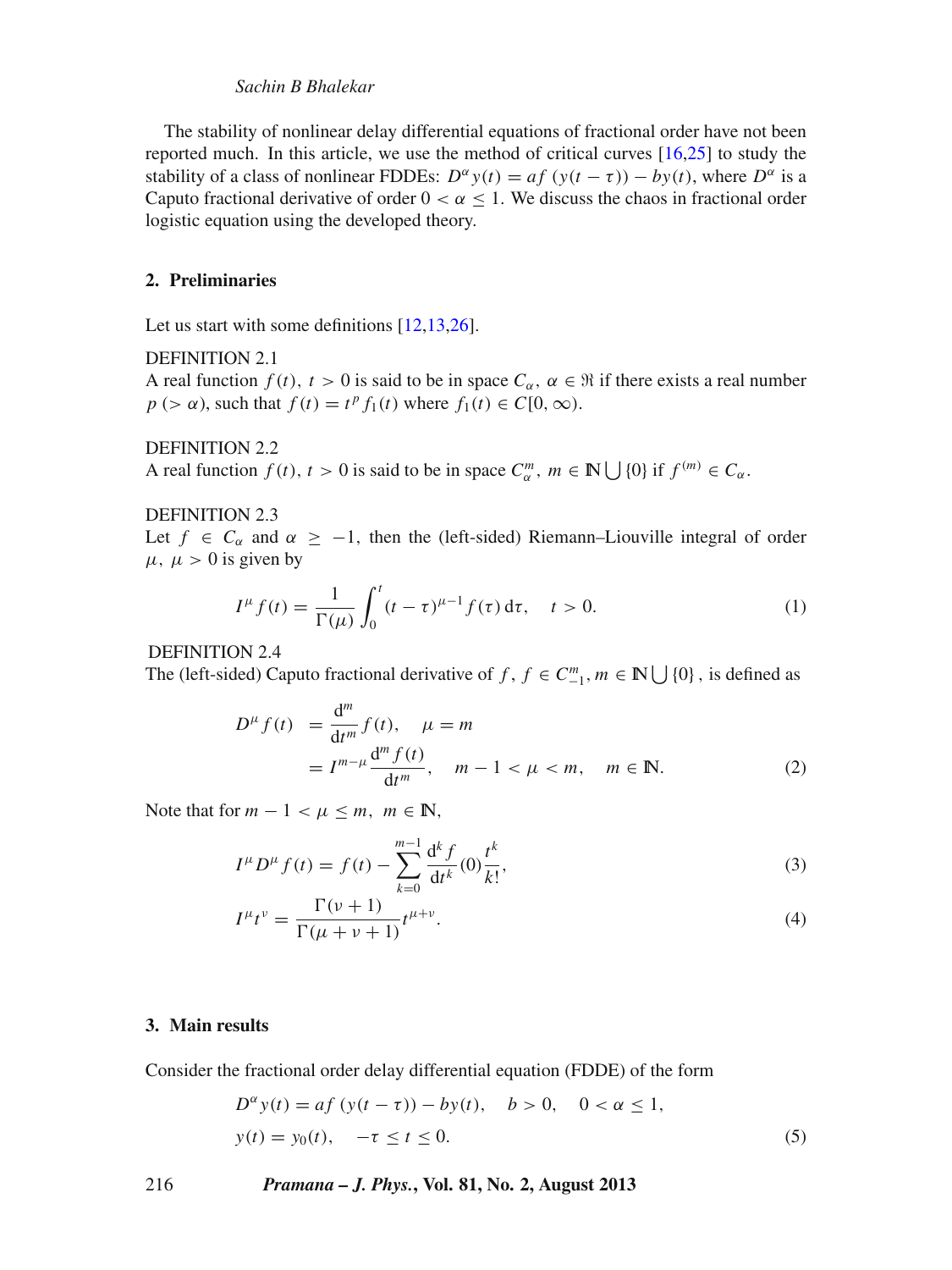The stability of nonlinear delay differential equations of fractional order have not been reported much. In this article, we use the method of critical curves [16,25] to study the stability of a class of nonlinear FDDEs: $D^{\alpha} y(t) = af(y(t-\tau)) - by(t)$, where $D^{\alpha}$ is a Caputo fractional derivative of order $0 < \alpha \leq 1$. We discuss the chaos in fractional order logistic equation using the developed theory.

## 2. Preliminaries

Let us start with some definitions [12,13,26].

DEFINITION 2.1
A real function $f(t),\ t > 0$ is said to be in space $C_{\alpha},\ \alpha \in \Re$ if there exists a real number $p\ (> \alpha)$, such that $f(t) = t^p f_1(t)$ where $f_1(t) \in C[0, \infty)$.

DEFINITION 2.2
A real function $f(t),\ t > 0$ is said to be in space $C_{\alpha}^{m},\ m \in \mathbb{N} \bigcup \{0\}$ if $f^{(m)} \in C_{\alpha}$.

DEFINITION 2.3
Let $f \in C_{\alpha}$ and $\alpha \geq -1$, then the (left-sided) Riemann–Liouville integral of order $\mu,\ \mu > 0$ is given by

$$I^{\mu} f(t) = \frac{1}{\Gamma(\mu)} \int_0^t (t-\tau)^{\mu-1} f(\tau)\,\mathrm{d}\tau, \quad t > 0. \tag{1}$$

DEFINITION 2.4
The (left-sided) Caputo fractional derivative of $f$, $f \in C_{-1}^{m}, m \in \mathbb{N} \bigcup \{0\}$, is defined as

$$\begin{aligned} D^{\mu} f(t) &= \frac{\mathrm{d}^m}{\mathrm{d}t^m} f(t), \quad \mu = m \\ &= I^{m-\mu} \frac{\mathrm{d}^m f(t)}{\mathrm{d}t^m}, \quad m-1 < \mu < m, \quad m \in \mathbb{N}. \end{aligned} \tag{2}$$

Note that for $m - 1 < \mu \leq m,\ m \in \mathbb{N}$,

$$I^{\mu} D^{\mu} f(t) = f(t) - \sum_{k=0}^{m-1} \frac{\mathrm{d}^k f}{\mathrm{d}t^k}(0) \frac{t^k}{k!}, \tag{3}$$

$$I^{\mu} t^{\nu} = \frac{\Gamma(\nu+1)}{\Gamma(\mu+\nu+1)} t^{\mu+\nu}. \tag{4}$$

## 3. Main results

Consider the fractional order delay differential equation (FDDE) of the form

$$\begin{aligned} &D^{\alpha} y(t) = af(y(t-\tau)) - by(t), \quad b > 0, \quad 0 < \alpha \leq 1, \\ &y(t) = y_0(t), \quad -\tau \leq t \leq 0. \end{aligned} \tag{5}$$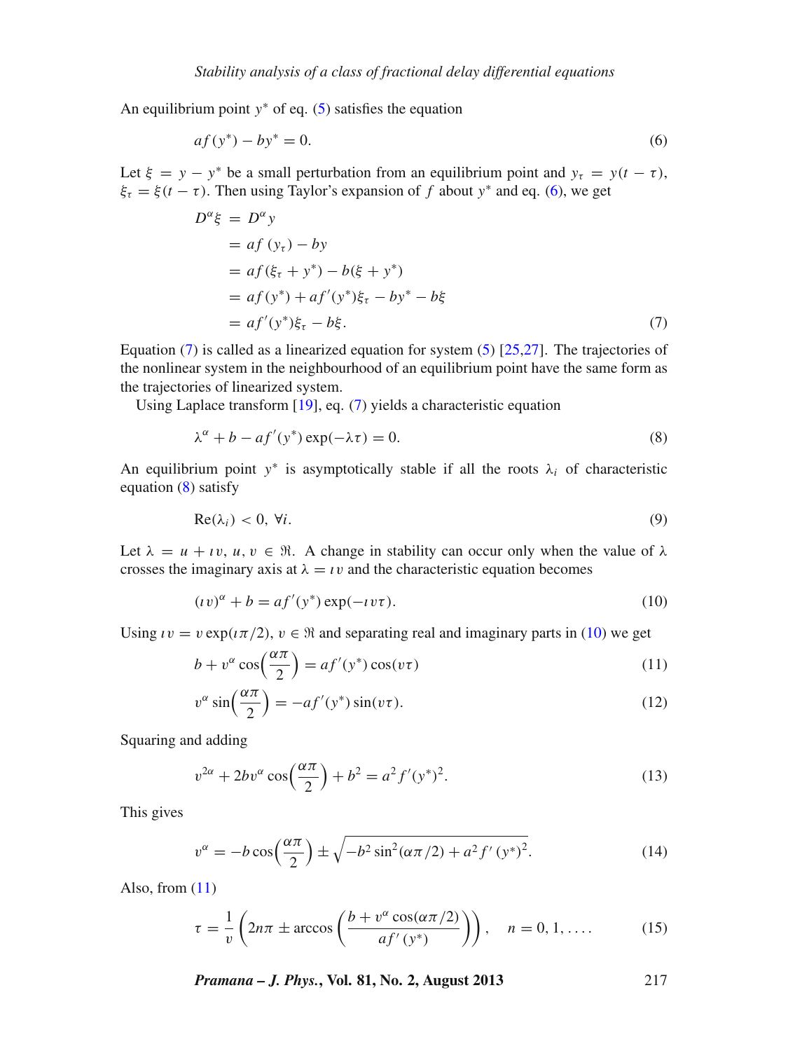An equilibrium point $y^*$ of eq. (5) satisfies the equation

$$af(y^*) - by^* = 0. \tag{6}$$

Let $\xi = y - y^*$ be a small perturbation from an equilibrium point and $y_\tau = y(t - \tau)$, $\xi_\tau = \xi(t - \tau)$. Then using Taylor's expansion of $f$ about $y^*$ and eq. (6), we get

$$\begin{aligned}
D^\alpha \xi &= D^\alpha y \\
&= af(y_\tau) - by \\
&= af(\xi_\tau + y^*) - b(\xi + y^*) \\
&= af(y^*) + af'(y^*)\xi_\tau - by^* - b\xi \\
&= af'(y^*)\xi_\tau - b\xi.
\end{aligned} \tag{7}$$

Equation (7) is called as a linearized equation for system (5) [25,27]. The trajectories of the nonlinear system in the neighbourhood of an equilibrium point have the same form as the trajectories of linearized system.

Using Laplace transform [19], eq. (7) yields a characteristic equation

$$\lambda^\alpha + b - af'(y^*)\exp(-\lambda\tau) = 0. \tag{8}$$

An equilibrium point $y^*$ is asymptotically stable if all the roots $\lambda_i$ of characteristic equation (8) satisfy

$$\mathrm{Re}(\lambda_i) < 0, \ \forall i. \tag{9}$$

Let $\lambda = u + \imath v$, $u, v \in \Re$. A change in stability can occur only when the value of $\lambda$ crosses the imaginary axis at $\lambda = \imath v$ and the characteristic equation becomes

$$(\imath v)^\alpha + b = af'(y^*)\exp(-\imath v\tau). \tag{10}$$

Using $\imath v = v\exp(\imath\pi/2)$, $v \in \Re$ and separating real and imaginary parts in (10) we get

$$b + v^\alpha \cos\left(\frac{\alpha\pi}{2}\right) = af'(y^*)\cos(v\tau) \tag{11}$$

$$v^\alpha \sin\left(\frac{\alpha\pi}{2}\right) = -af'(y^*)\sin(v\tau). \tag{12}$$

Squaring and adding

$$v^{2\alpha} + 2bv^\alpha \cos\left(\frac{\alpha\pi}{2}\right) + b^2 = a^2 f'(y^*)^2. \tag{13}$$

This gives

$$v^\alpha = -b\cos\left(\frac{\alpha\pi}{2}\right) \pm \sqrt{-b^2\sin^2(\alpha\pi/2) + a^2 f'(y^*)^2}. \tag{14}$$

Also, from (11)

$$\tau = \frac{1}{v}\left(2n\pi \pm \arccos\left(\frac{b + v^\alpha\cos(\alpha\pi/2)}{af'(y^*)}\right)\right), \quad n = 0, 1, \ldots. \tag{15}$$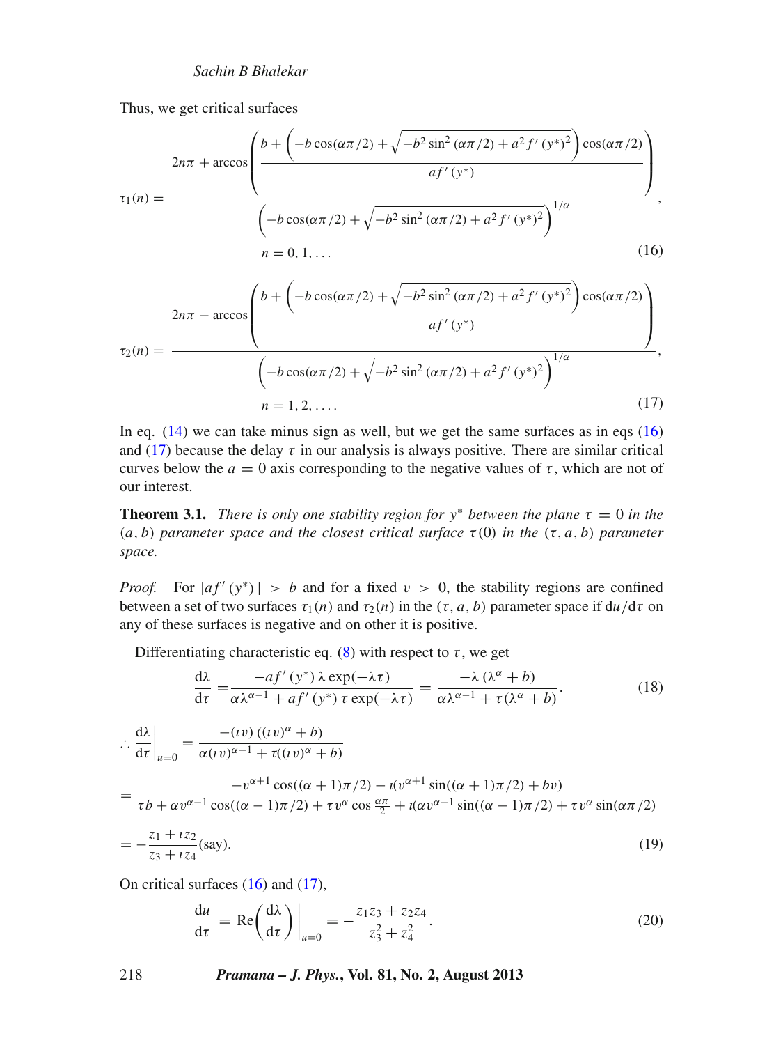Thus, we get critical surfaces

$$\tau_1(n) = \frac{2n\pi + \arccos\left(\dfrac{b + \left(-b\cos(\alpha\pi/2) + \sqrt{-b^2\sin^2(\alpha\pi/2) + a^2 f'(y^*)^2}\right)\cos(\alpha\pi/2)}{af'(y^*)}\right)}{\left(-b\cos(\alpha\pi/2) + \sqrt{-b^2\sin^2(\alpha\pi/2) + a^2 f'(y^*)^2}\right)^{1/\alpha}},$$

$$n = 0, 1, \ldots \tag{16}$$

$$\tau_2(n) = \frac{2n\pi - \arccos\left(\dfrac{b + \left(-b\cos(\alpha\pi/2) + \sqrt{-b^2\sin^2(\alpha\pi/2) + a^2 f'(y^*)^2}\right)\cos(\alpha\pi/2)}{af'(y^*)}\right)}{\left(-b\cos(\alpha\pi/2) + \sqrt{-b^2\sin^2(\alpha\pi/2) + a^2 f'(y^*)^2}\right)^{1/\alpha}},$$

$$n = 1, 2, \ldots. \tag{17}$$

In eq. (14) we can take minus sign as well, but we get the same surfaces as in eqs (16) and (17) because the delay $\tau$ in our analysis is always positive. There are similar critical curves below the $a = 0$ axis corresponding to the negative values of $\tau$, which are not of our interest.

**Theorem 3.1.** *There is only one stability region for $y^*$ between the plane $\tau = 0$ in the $(a, b)$ parameter space and the closest critical surface $\tau(0)$ in the $(\tau, a, b)$ parameter space.*

*Proof.* For $|af'(y^*)| > b$ and for a fixed $v > 0$, the stability regions are confined between a set of two surfaces $\tau_1(n)$ and $\tau_2(n)$ in the $(\tau, a, b)$ parameter space if $\mathrm{d}u/\mathrm{d}\tau$ on any of these surfaces is negative and on other it is positive.

Differentiating characteristic eq. (8) with respect to $\tau$, we get

$$\frac{\mathrm{d}\lambda}{\mathrm{d}\tau} = \frac{-af'(y^*)\,\lambda\exp(-\lambda\tau)}{\alpha\lambda^{\alpha-1} + af'(y^*)\,\tau\exp(-\lambda\tau)} = \frac{-\lambda\left(\lambda^\alpha + b\right)}{\alpha\lambda^{\alpha-1} + \tau(\lambda^\alpha + b)}. \tag{18}$$

$$\therefore \left.\frac{\mathrm{d}\lambda}{\mathrm{d}\tau}\right|_{u=0} = \frac{-(\iota v)\left((\iota v)^\alpha + b\right)}{\alpha(\iota v)^{\alpha-1} + \tau((\iota v)^\alpha + b)}$$

$$= \frac{-v^{\alpha+1}\cos((\alpha+1)\pi/2) - \iota(v^{\alpha+1}\sin((\alpha+1)\pi/2) + bv)}{\tau b + \alpha v^{\alpha-1}\cos((\alpha-1)\pi/2) + \tau v^\alpha\cos\frac{\alpha\pi}{2} + \iota(\alpha v^{\alpha-1}\sin((\alpha-1)\pi/2) + \tau v^\alpha\sin(\alpha\pi/2)}$$

$$= -\frac{z_1 + \iota z_2}{z_3 + \iota z_4}\,\text{(say)}. \tag{19}$$

On critical surfaces (16) and (17),

$$\frac{\mathrm{d}u}{\mathrm{d}\tau} = \mathrm{Re}\left(\frac{\mathrm{d}\lambda}{\mathrm{d}\tau}\right)\bigg|_{u=0} = -\frac{z_1z_3 + z_2z_4}{z_3^2 + z_4^2}. \tag{20}$$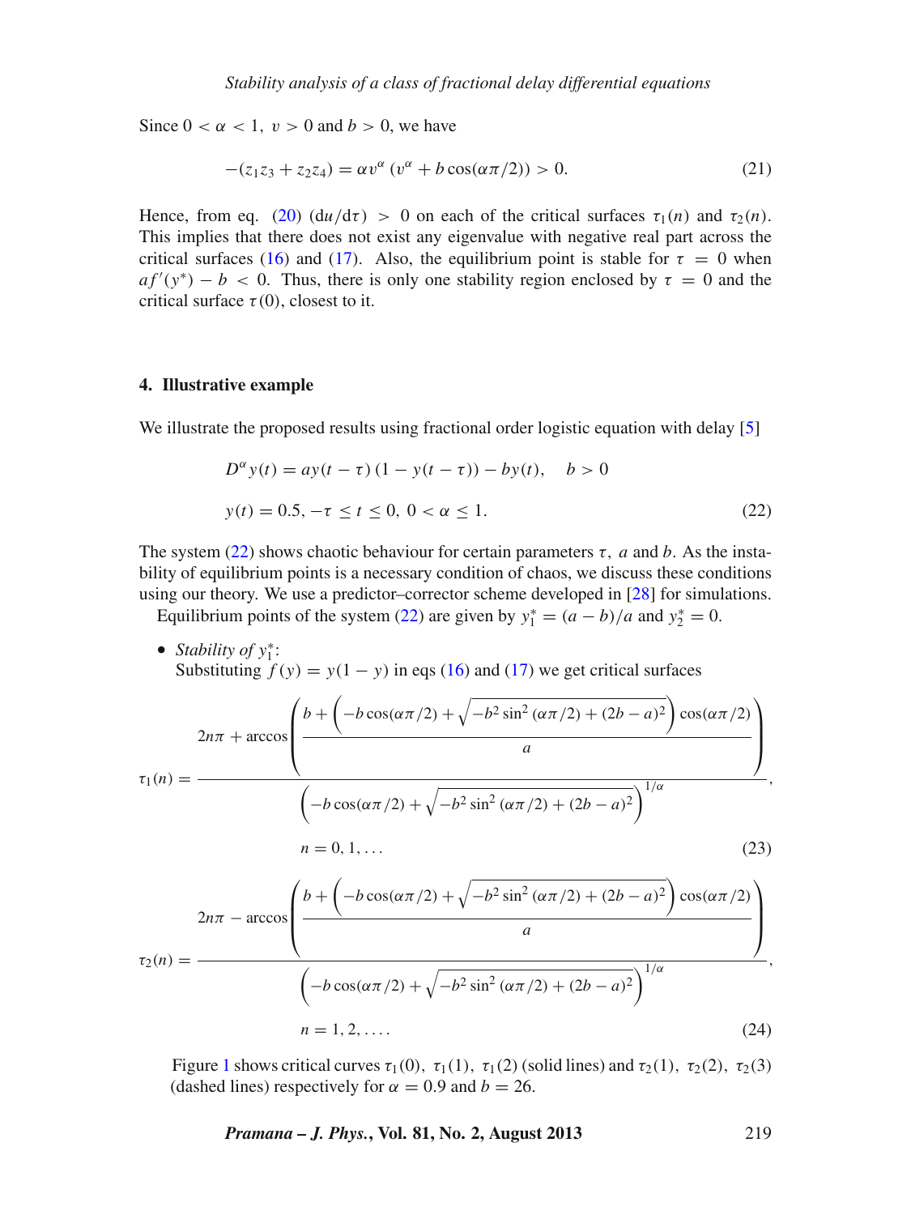Since $0 < \alpha < 1,\ v > 0$ and $b > 0$, we have

$$-(z_1 z_3 + z_2 z_4) = \alpha v^{\alpha}\left(v^{\alpha} + b\cos(\alpha\pi/2)\right) > 0. \tag{21}$$

Hence, from eq. (20) $(\mathrm{d}u/\mathrm{d}\tau) > 0$ on each of the critical surfaces $\tau_1(n)$ and $\tau_2(n)$. This implies that there does not exist any eigenvalue with negative real part across the critical surfaces (16) and (17). Also, the equilibrium point is stable for $\tau = 0$ when $af'(y^*) - b < 0$. Thus, there is only one stability region enclosed by $\tau = 0$ and the critical surface $\tau(0)$, closest to it.

## 4. Illustrative example

We illustrate the proposed results using fractional order logistic equation with delay [5]

$$\begin{aligned} D^{\alpha} y(t) &= a y(t-\tau)\left(1 - y(t-\tau)\right) - b y(t), \quad b > 0 \\ y(t) &= 0.5, -\tau \le t \le 0,\ 0 < \alpha \le 1. \end{aligned} \tag{22}$$

The system (22) shows chaotic behaviour for certain parameters $\tau,\ a$ and $b$. As the instability of equilibrium points is a necessary condition of chaos, we discuss these conditions using our theory. We use a predictor–corrector scheme developed in [28] for simulations.

Equilibrium points of the system (22) are given by $y_1^* = (a-b)/a$ and $y_2^* = 0$.

- *Stability of* $y_1^*$:
  Substituting $f(y) = y(1-y)$ in eqs (16) and (17) we get critical surfaces

$$\tau_1(n) = \frac{2n\pi + \arccos\left(\dfrac{b + \left(-b\cos(\alpha\pi/2) + \sqrt{-b^2\sin^2(\alpha\pi/2) + (2b-a)^2}\right)\cos(\alpha\pi/2)}{a}\right)}{\left(-b\cos(\alpha\pi/2) + \sqrt{-b^2\sin^2(\alpha\pi/2) + (2b-a)^2}\right)^{1/\alpha}},$$

$$n = 0, 1, \ldots \tag{23}$$

$$\tau_2(n) = \frac{2n\pi - \arccos\left(\dfrac{b + \left(-b\cos(\alpha\pi/2) + \sqrt{-b^2\sin^2(\alpha\pi/2) + (2b-a)^2}\right)\cos(\alpha\pi/2)}{a}\right)}{\left(-b\cos(\alpha\pi/2) + \sqrt{-b^2\sin^2(\alpha\pi/2) + (2b-a)^2}\right)^{1/\alpha}},$$

$$n = 1, 2, \ldots. \tag{24}$$

  Figure 1 shows critical curves $\tau_1(0),\ \tau_1(1),\ \tau_1(2)$ (solid lines) and $\tau_2(1),\ \tau_2(2),\ \tau_2(3)$ (dashed lines) respectively for $\alpha = 0.9$ and $b = 26$.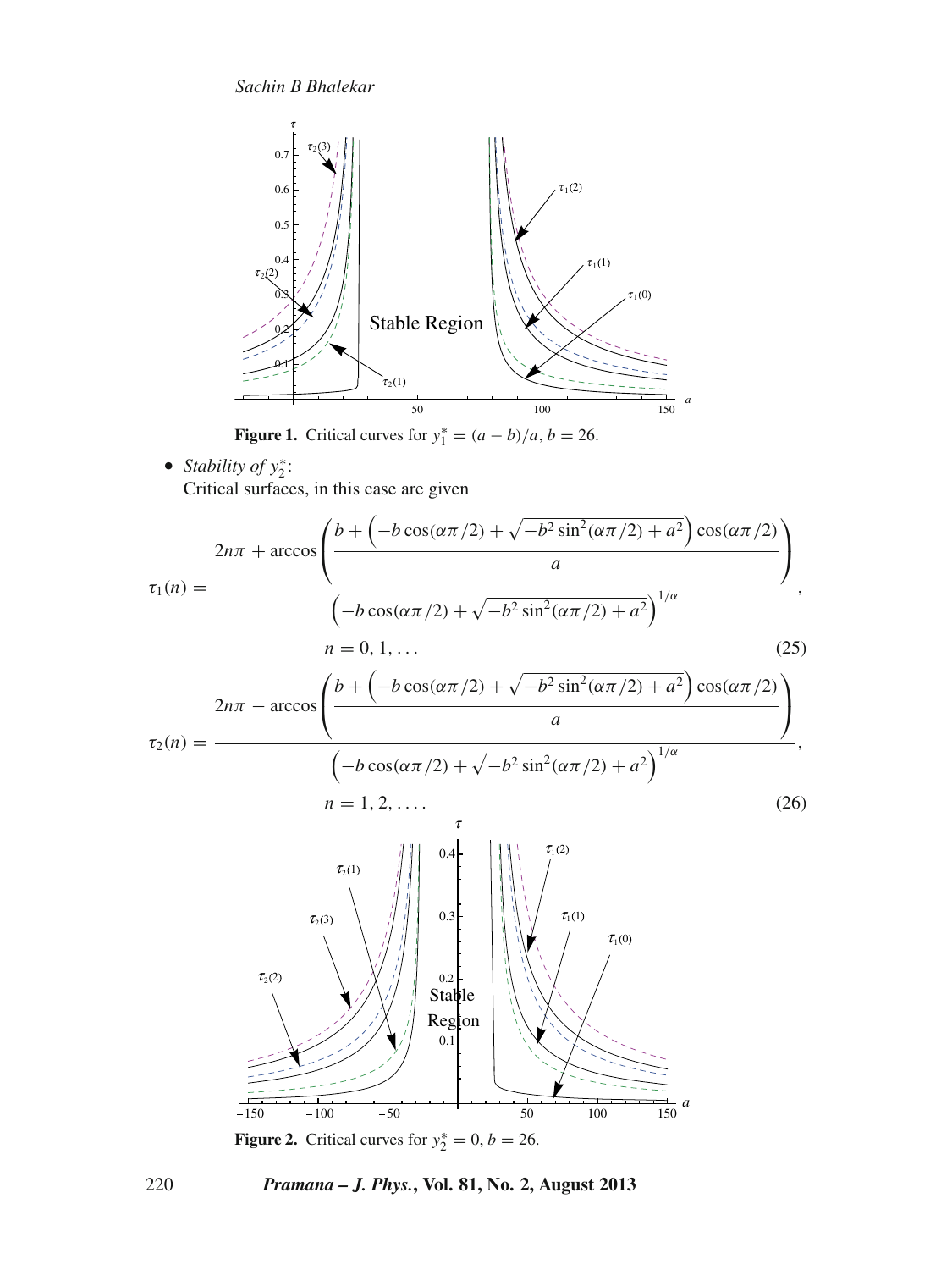**Figure 1.** Critical curves for $y_1^* = (a-b)/a$, $b = 26$.

- *Stability of* $y_2^*$:

  Critical surfaces, in this case are given

$$\tau_1(n) = \frac{2n\pi + \arccos\left(\dfrac{b + \left(-b\cos(\alpha\pi/2) + \sqrt{-b^2\sin^2(\alpha\pi/2) + a^2}\right)\cos(\alpha\pi/2)}{a}\right)}{\left(-b\cos(\alpha\pi/2) + \sqrt{-b^2\sin^2(\alpha\pi/2) + a^2}\right)^{1/\alpha}},$$

$$n = 0, 1, \ldots \tag{25}$$

$$\tau_2(n) = \frac{2n\pi - \arccos\left(\dfrac{b + \left(-b\cos(\alpha\pi/2) + \sqrt{-b^2\sin^2(\alpha\pi/2) + a^2}\right)\cos(\alpha\pi/2)}{a}\right)}{\left(-b\cos(\alpha\pi/2) + \sqrt{-b^2\sin^2(\alpha\pi/2) + a^2}\right)^{1/\alpha}},$$

$$n = 1, 2, \ldots. \tag{26}$$

**Figure 2.** Critical curves for $y_2^* = 0$, $b = 26$.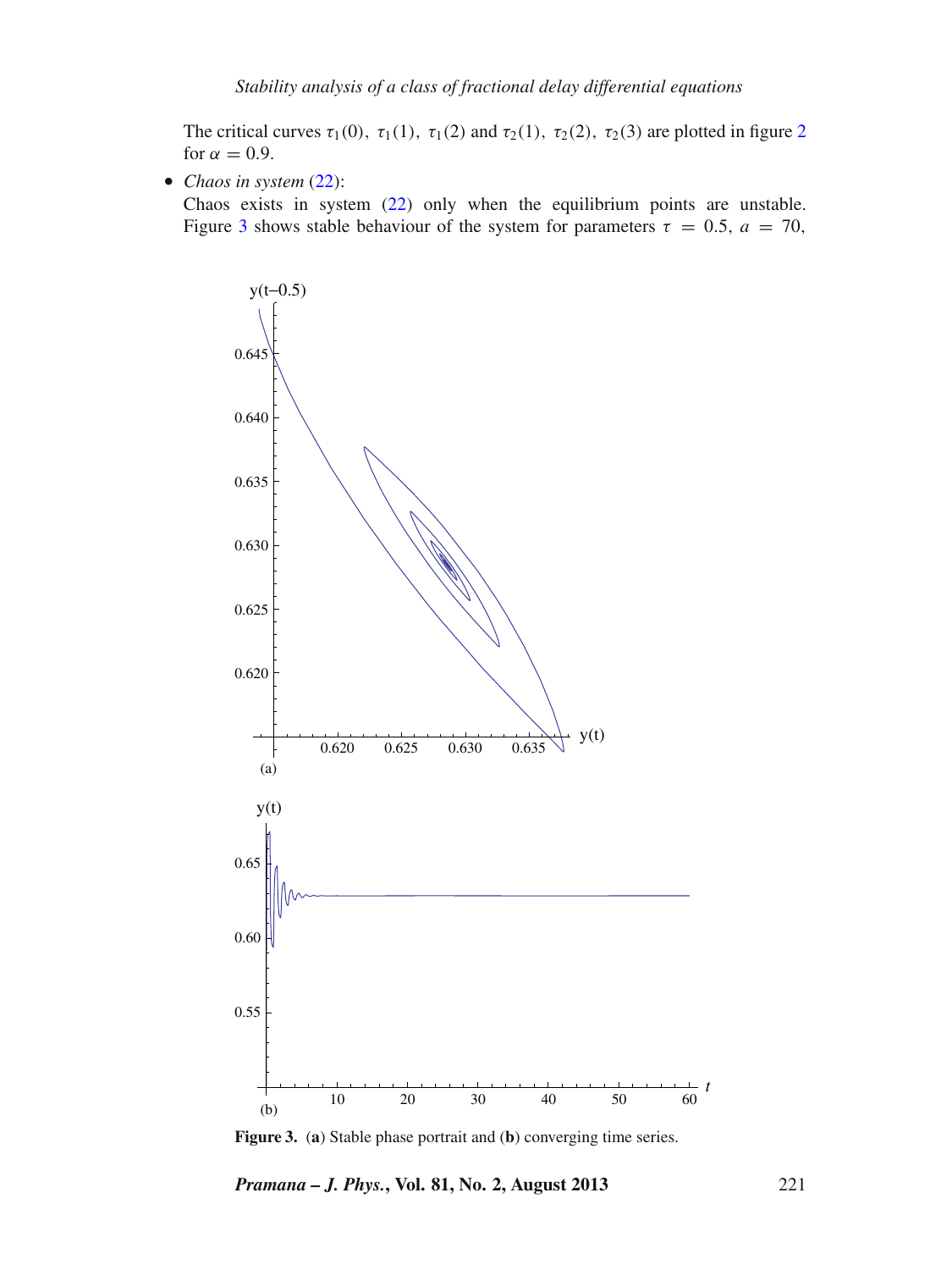The critical curves $\tau_1(0)$, $\tau_1(1)$, $\tau_1(2)$ and $\tau_2(1)$, $\tau_2(2)$, $\tau_2(3)$ are plotted in figure 2 for $\alpha = 0.9$.

- *Chaos in system* (22):
  Chaos exists in system (22) only when the equilibrium points are unstable. Figure 3 shows stable behaviour of the system for parameters $\tau = 0.5$, $a = 70$,

**Figure 3.** (**a**) Stable phase portrait and (**b**) converging time series.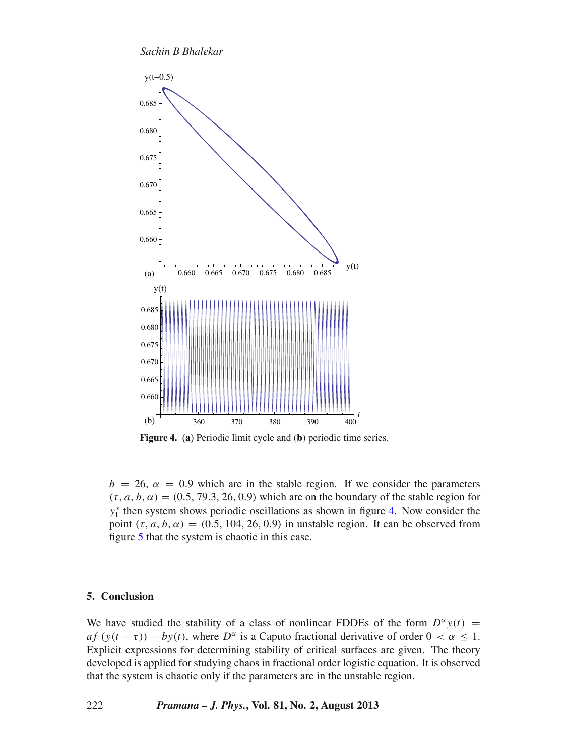Figure 4. (a) Periodic limit cycle and (b) periodic time series.

$b = 26$, $\alpha = 0.9$ which are in the stable region. If we consider the parameters $(\tau, a, b, \alpha) = (0.5, 79.3, 26, 0.9)$ which are on the boundary of the stable region for $y_1^*$ then system shows periodic oscillations as shown in figure 4. Now consider the point $(\tau, a, b, \alpha) = (0.5, 104, 26, 0.9)$ in unstable region. It can be observed from figure 5 that the system is chaotic in this case.

## 5. Conclusion

We have studied the stability of a class of nonlinear FDDEs of the form $D^\alpha y(t) = af(y(t - \tau)) - by(t)$, where $D^\alpha$ is a Caputo fractional derivative of order $0 < \alpha \leq 1$. Explicit expressions for determining stability of critical surfaces are given. The theory developed is applied for studying chaos in fractional order logistic equation. It is observed that the system is chaotic only if the parameters are in the unstable region.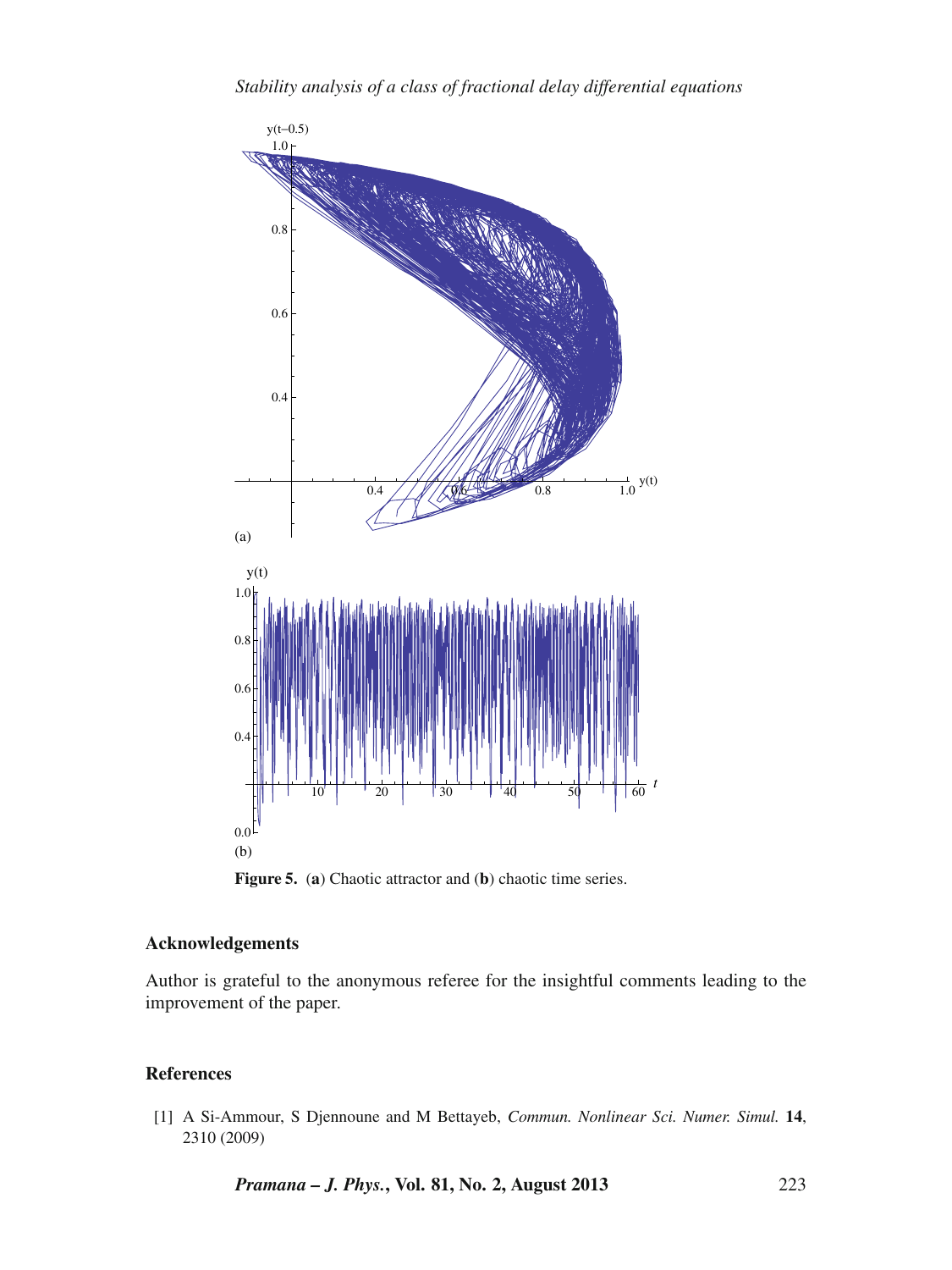**Figure 5.** (**a**) Chaotic attractor and (**b**) chaotic time series.

## Acknowledgements

Author is grateful to the anonymous referee for the insightful comments leading to the improvement of the paper.

## References

[1] A Si-Ammour, S Djennoune and M Bettayeb, *Commun. Nonlinear Sci. Numer. Simul.* **14**, 2310 (2009)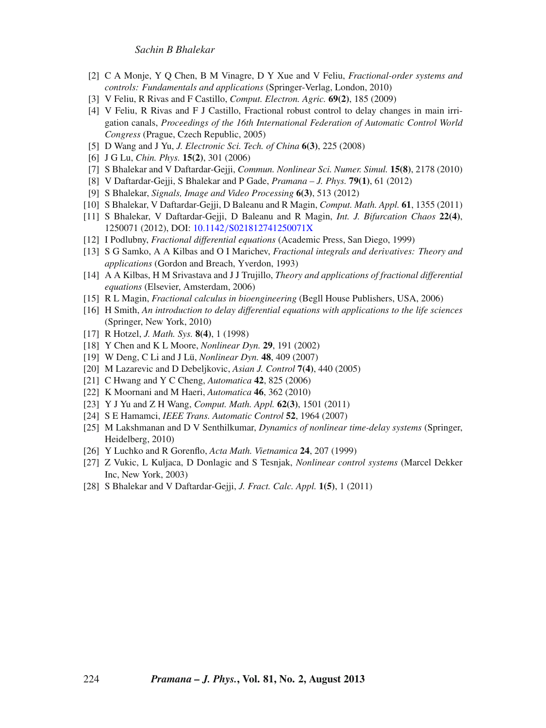[2] C A Monje, Y Q Chen, B M Vinagre, D Y Xue and V Feliu, *Fractional-order systems and controls: Fundamentals and applications* (Springer-Verlag, London, 2010)

[3] V Feliu, R Rivas and F Castillo, *Comput. Electron. Agric.* **69(2)**, 185 (2009)

[4] V Feliu, R Rivas and F J Castillo, Fractional robust control to delay changes in main irrigation canals, *Proceedings of the 16th International Federation of Automatic Control World Congress* (Prague, Czech Republic, 2005)

[5] D Wang and J Yu, *J. Electronic Sci. Tech. of China* **6(3)**, 225 (2008)

[6] J G Lu, *Chin. Phys.* **15(2)**, 301 (2006)

[7] S Bhalekar and V Daftardar-Gejji, *Commun. Nonlinear Sci. Numer. Simul.* **15(8)**, 2178 (2010)

[8] V Daftardar-Gejji, S Bhalekar and P Gade, *Pramana – J. Phys.* **79(1)**, 61 (2012)

[9] S Bhalekar, *Signals, Image and Video Processing* **6(3)**, 513 (2012)

[10] S Bhalekar, V Daftardar-Gejji, D Baleanu and R Magin, *Comput. Math. Appl.* **61**, 1355 (2011)

[11] S Bhalekar, V Daftardar-Gejji, D Baleanu and R Magin, *Int. J. Bifurcation Chaos* **22(4)**, 1250071 (2012), DOI: 10.1142/S021812741250071X

[12] I Podlubny, *Fractional differential equations* (Academic Press, San Diego, 1999)

[13] S G Samko, A A Kilbas and O I Marichev, *Fractional integrals and derivatives: Theory and applications* (Gordon and Breach, Yverdon, 1993)

[14] A A Kilbas, H M Srivastava and J J Trujillo, *Theory and applications of fractional differential equations* (Elsevier, Amsterdam, 2006)

[15] R L Magin, *Fractional calculus in bioengineering* (Begll House Publishers, USA, 2006)

[16] H Smith, *An introduction to delay differential equations with applications to the life sciences* (Springer, New York, 2010)

[17] R Hotzel, *J. Math. Sys.* **8(4)**, 1 (1998)

[18] Y Chen and K L Moore, *Nonlinear Dyn.* **29**, 191 (2002)

[19] W Deng, C Li and J Lü, *Nonlinear Dyn.* **48**, 409 (2007)

[20] M Lazarevic and D Debeljkovic, *Asian J. Control* **7(4)**, 440 (2005)

[21] C Hwang and Y C Cheng, *Automatica* **42**, 825 (2006)

[22] K Moornani and M Haeri, *Automatica* **46**, 362 (2010)

[23] Y J Yu and Z H Wang, *Comput. Math. Appl.* **62(3)**, 1501 (2011)

[24] S E Hamamci, *IEEE Trans. Automatic Control* **52**, 1964 (2007)

[25] M Lakshmanan and D V Senthilkumar, *Dynamics of nonlinear time-delay systems* (Springer, Heidelberg, 2010)

[26] Y Luchko and R Gorenflo, *Acta Math. Vietnamica* **24**, 207 (1999)

[27] Z Vukic, L Kuljaca, D Donlagic and S Tesnjak, *Nonlinear control systems* (Marcel Dekker Inc, New York, 2003)

[28] S Bhalekar and V Daftardar-Gejji, *J. Fract. Calc. Appl.* **1(5)**, 1 (2011)